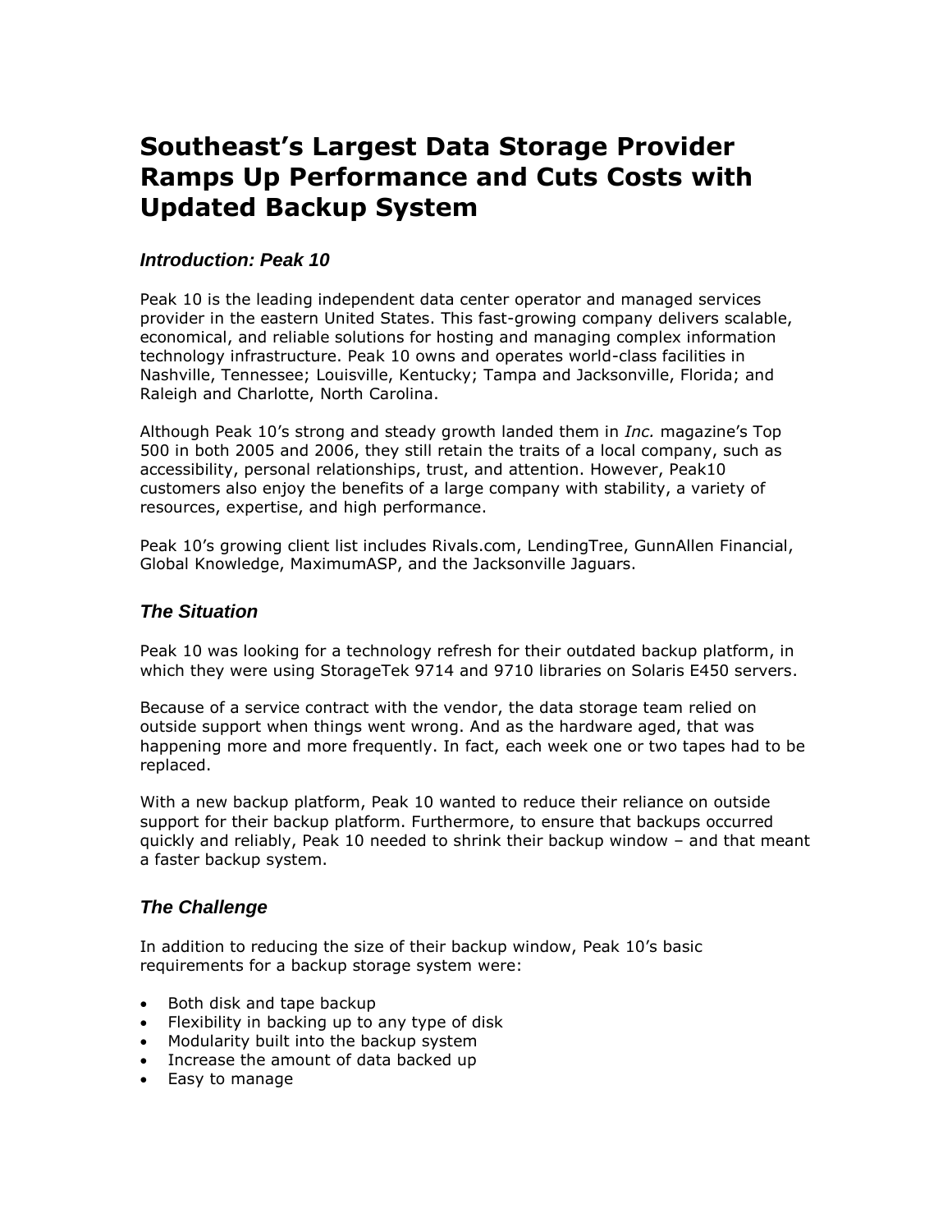# Southeast's Largest Data Storage Provider Ramps Up Performance and Cuts Costs with Updated Backup System

## *Introduction: Peak 10*

Peak 10 is the leading independent data center operator and managed services provider in the eastern United States. This fast-growing company delivers scalable, economical, and reliable solutions for hosting and managing complex information technology infrastructure. Peak 10 owns and operates world-class facilities in Nashville, Tennessee; Louisville, Kentucky; Tampa and Jacksonville, Florida; and Raleigh and Charlotte, North Carolina.

Although Peak 10's strong and steady growth landed them in *Inc.* magazine's Top 500 in both 2005 and 2006, they still retain the traits of a local company, such as accessibility, personal relationships, trust, and attention. However, Peak10 customers also enjoy the benefits of a large company with stability, a variety of resources, expertise, and high performance.

Peak 10's growing client list includes Rivals.com, LendingTree, GunnAllen Financial, Global Knowledge, MaximumASP, and the Jacksonville Jaguars.

## *The Situation*

Peak 10 was looking for a technology refresh for their outdated backup platform, in which they were using StorageTek 9714 and 9710 libraries on Solaris E450 servers.

Because of a service contract with the vendor, the data storage team relied on outside support when things went wrong. And as the hardware aged, that was happening more and more frequently. In fact, each week one or two tapes had to be replaced.

With a new backup platform, Peak 10 wanted to reduce their reliance on outside support for their backup platform. Furthermore, to ensure that backups occurred quickly and reliably, Peak 10 needed to shrink their backup window – and that meant a faster backup system.

## *The Challenge*

In addition to reducing the size of their backup window, Peak 10's basic requirements for a backup storage system were:

- Both disk and tape backup
- Flexibility in backing up to any type of disk
- Modularity built into the backup system
- Increase the amount of data backed up
- Easy to manage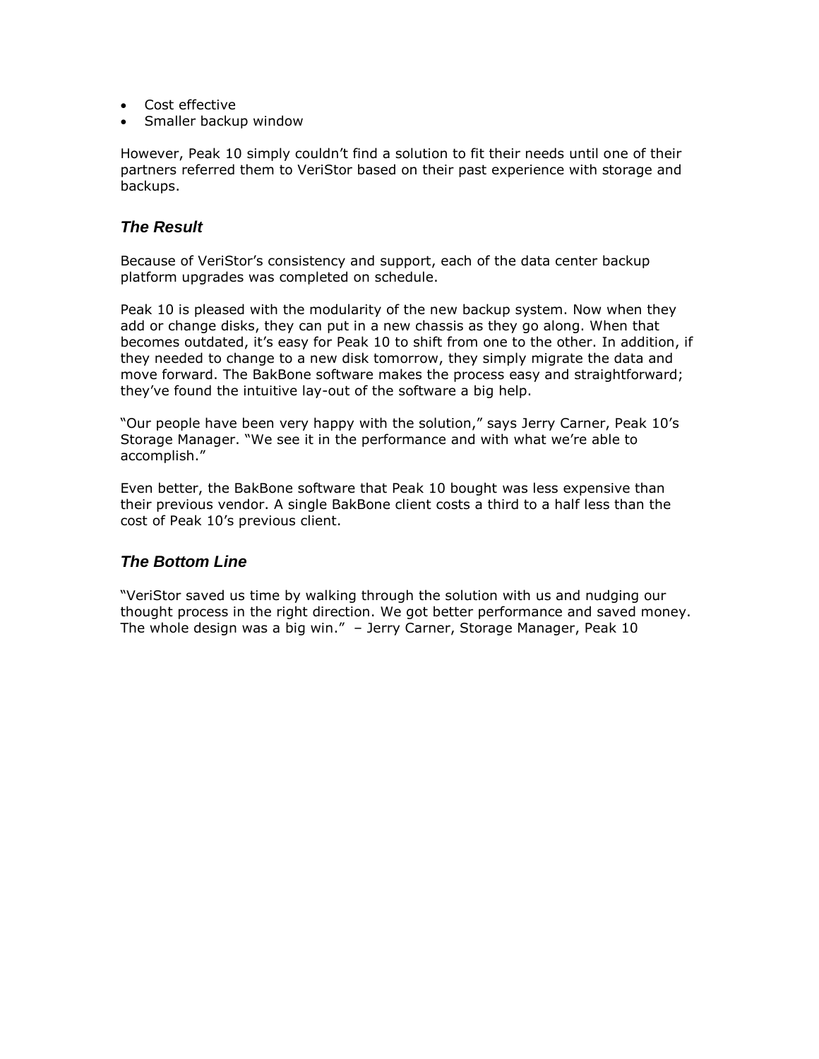- Cost effective
- Smaller backup window

However, Peak 10 simply couldn't find a solution to fit their needs until one of their partners referred them to VeriStor based on their past experience with storage and backups.

### *The Result*

Because of VeriStor's consistency and support, each of the data center backup platform upgrades was completed on schedule.

Peak 10 is pleased with the modularity of the new backup system. Now when they add or change disks, they can put in a new chassis as they go along. When that becomes outdated, it's easy for Peak 10 to shift from one to the other. In addition, if they needed to change to a new disk tomorrow, they simply migrate the data and move forward. The BakBone software makes the process easy and straightforward; they've found the intuitive lay-out of the software a big help.

"Our people have been very happy with the solution," says Jerry Carner, Peak 10's Storage Manager. "We see it in the performance and with what we're able to accomplish."

Even better, the BakBone software that Peak 10 bought was less expensive than their previous vendor. A single BakBone client costs a third to a half less than the cost of Peak 10's previous client.

### *The Bottom Line*

"VeriStor saved us time by walking through the solution with us and nudging our thought process in the right direction. We got better performance and saved money. The whole design was a big win." – Jerry Carner, Storage Manager, Peak 10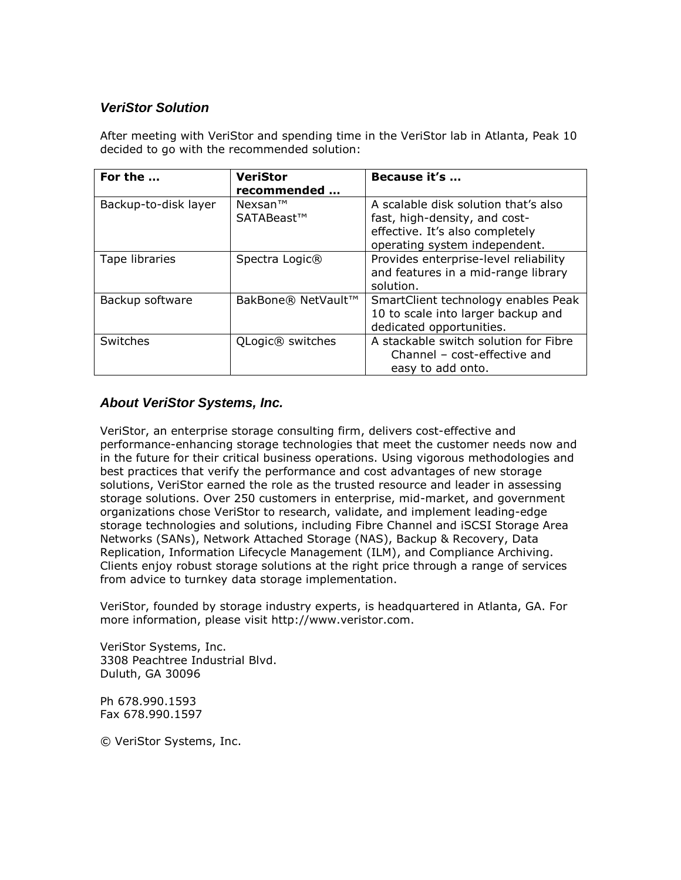### *VeriStor Solution*

After meeting with VeriStor and spending time in the VeriStor lab in Atlanta, Peak 10 decided to go with the recommended solution:

| **For the …** | **VeriStor recommended …** | **Because it's …** |
|---|---|---|
| Backup-to-disk layer | Nexsan™ SATABeast™ | A scalable disk solution that's also fast, high-density, and cost-effective. It's also completely operating system independent. |
| Tape libraries | Spectra Logic® | Provides enterprise-level reliability and features in a mid-range library solution. |
| Backup software | BakBone® NetVault™ | SmartClient technology enables Peak 10 to scale into larger backup and dedicated opportunities. |
| Switches | QLogic® switches | A stackable switch solution for Fibre Channel – cost-effective and easy to add onto. |

### *About VeriStor Systems, Inc.*

VeriStor, an enterprise storage consulting firm, delivers cost-effective and performance-enhancing storage technologies that meet the customer needs now and in the future for their critical business operations. Using vigorous methodologies and best practices that verify the performance and cost advantages of new storage solutions, VeriStor earned the role as the trusted resource and leader in assessing storage solutions. Over 250 customers in enterprise, mid-market, and government organizations chose VeriStor to research, validate, and implement leading-edge storage technologies and solutions, including Fibre Channel and iSCSI Storage Area Networks (SANs), Network Attached Storage (NAS), Backup & Recovery, Data Replication, Information Lifecycle Management (ILM), and Compliance Archiving. Clients enjoy robust storage solutions at the right price through a range of services from advice to turnkey data storage implementation.

VeriStor, founded by storage industry experts, is headquartered in Atlanta, GA. For more information, please visit http://www.veristor.com.

VeriStor Systems, Inc.
3308 Peachtree Industrial Blvd.
Duluth, GA 30096

Ph 678.990.1593
Fax 678.990.1597

© VeriStor Systems, Inc.